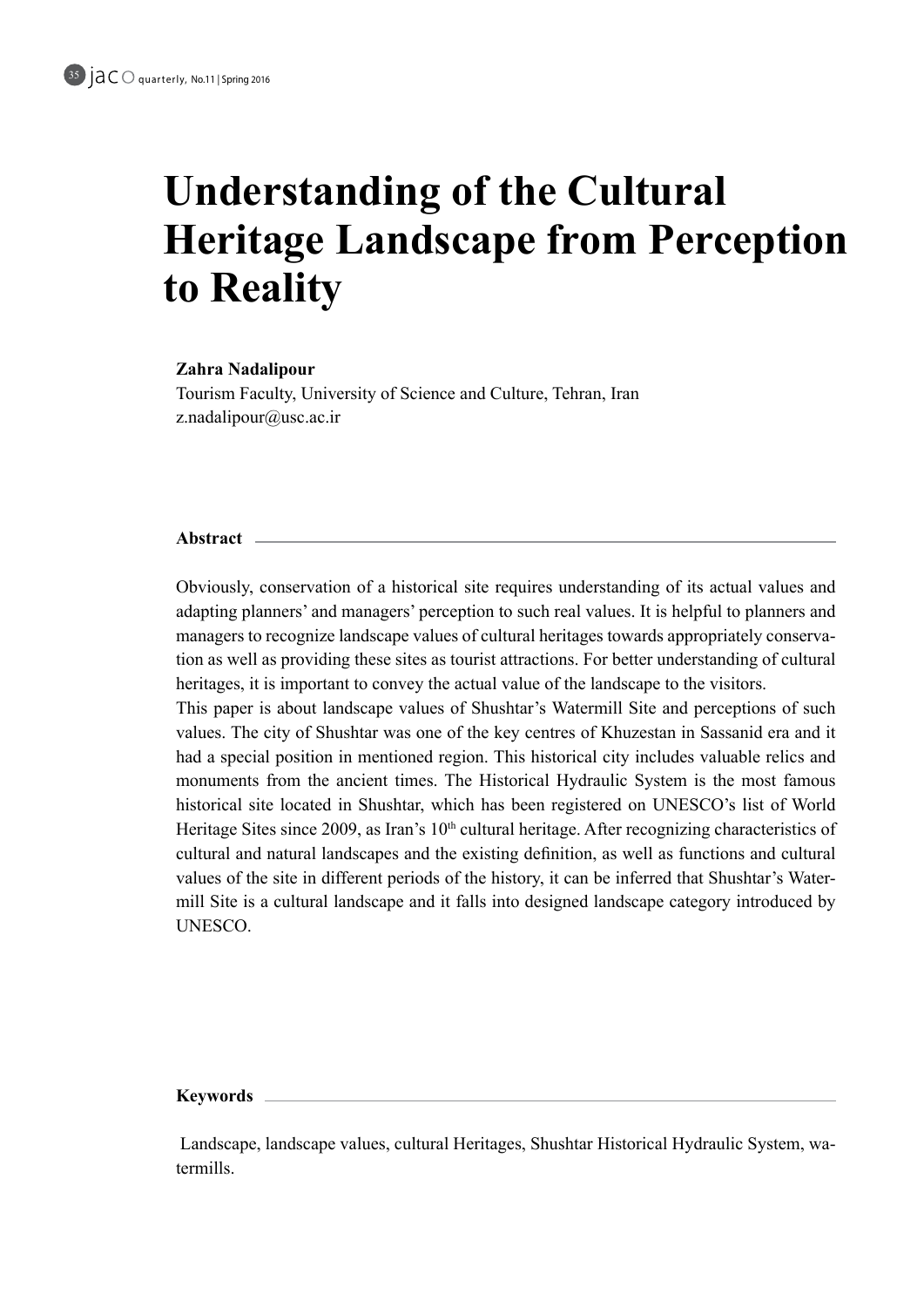# Understanding of the Cultural Heritage Landscape from Perception to Reality

**Zahra Nadalipour**
Tourism Faculty, University of Science and Culture, Tehran, Iran
z.nadalipour@usc.ac.ir

**Abstract**

Obviously, conservation of a historical site requires understanding of its actual values and adapting planners' and managers' perception to such real values. It is helpful to planners and managers to recognize landscape values of cultural heritages towards appropriately conservation as well as providing these sites as tourist attractions. For better understanding of cultural heritages, it is important to convey the actual value of the landscape to the visitors.

This paper is about landscape values of Shushtar's Watermill Site and perceptions of such values. The city of Shushtar was one of the key centres of Khuzestan in Sassanid era and it had a special position in mentioned region. This historical city includes valuable relics and monuments from the ancient times. The Historical Hydraulic System is the most famous historical site located in Shushtar, which has been registered on UNESCO's list of World Heritage Sites since 2009, as Iran's 10th cultural heritage. After recognizing characteristics of cultural and natural landscapes and the existing definition, as well as functions and cultural values of the site in different periods of the history, it can be inferred that Shushtar's Watermill Site is a cultural landscape and it falls into designed landscape category introduced by UNESCO.

**Keywords**

Landscape, landscape values, cultural Heritages, Shushtar Historical Hydraulic System, watermills.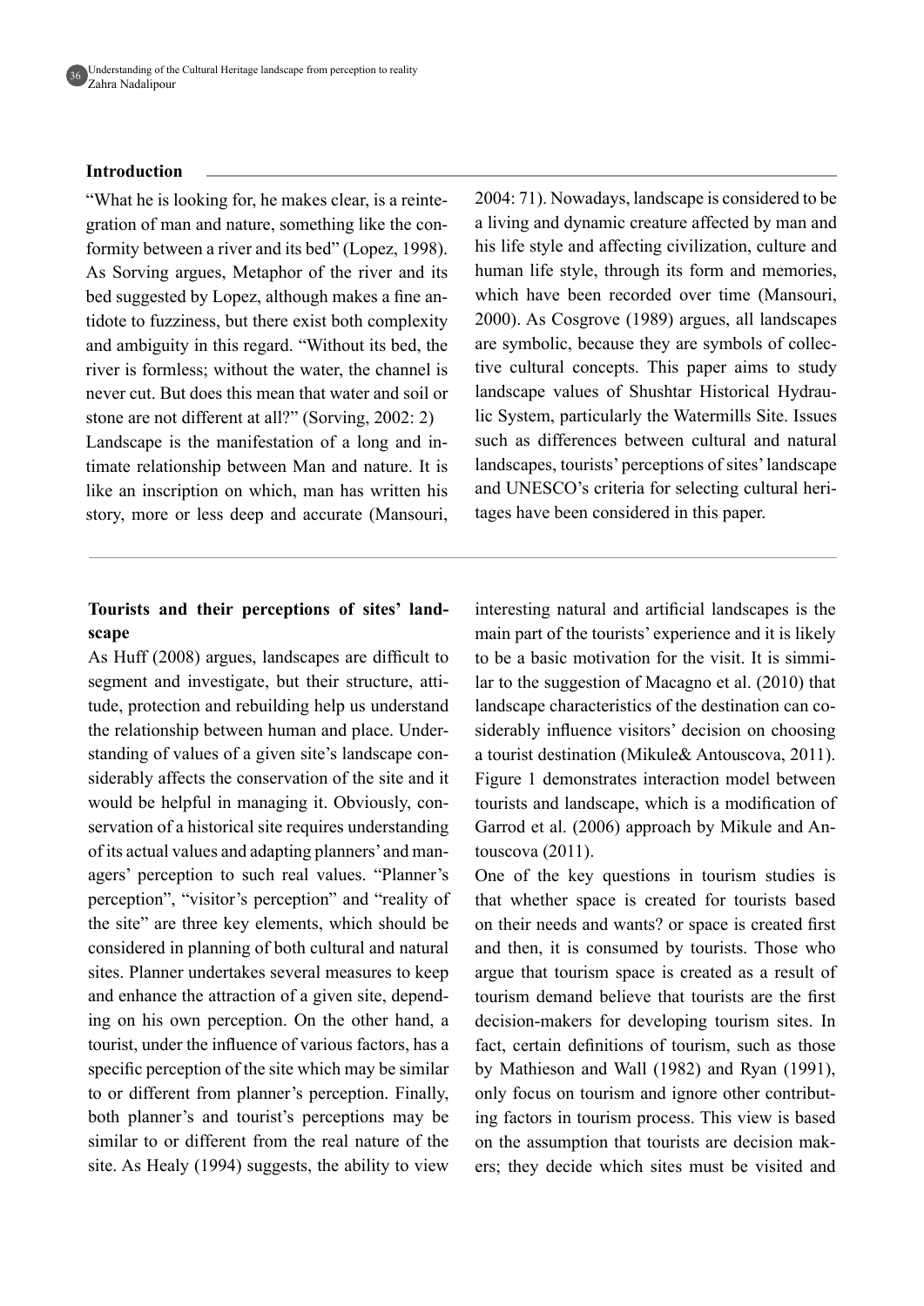## Introduction

"What he is looking for, he makes clear, is a reintegration of man and nature, something like the conformity between a river and its bed" (Lopez, 1998). As Sorving argues, Metaphor of the river and its bed suggested by Lopez, although makes a fine antidote to fuzziness, but there exist both complexity and ambiguity in this regard. "Without its bed, the river is formless; without the water, the channel is never cut. But does this mean that water and soil or stone are not different at all?" (Sorving, 2002: 2)

Landscape is the manifestation of a long and intimate relationship between Man and nature. It is like an inscription on which, man has written his story, more or less deep and accurate (Mansouri, 2004: 71). Nowadays, landscape is considered to be a living and dynamic creature affected by man and his life style and affecting civilization, culture and human life style, through its form and memories, which have been recorded over time (Mansouri, 2000). As Cosgrove (1989) argues, all landscapes are symbolic, because they are symbols of collective cultural concepts. This paper aims to study landscape values of Shushtar Historical Hydraulic System, particularly the Watermills Site. Issues such as differences between cultural and natural landscapes, tourists' perceptions of sites' landscape and UNESCO's criteria for selecting cultural heritages have been considered in this paper.

## Tourists and their perceptions of sites' landscape

As Huff (2008) argues, landscapes are difficult to segment and investigate, but their structure, attitude, protection and rebuilding help us understand the relationship between human and place. Understanding of values of a given site's landscape considerably affects the conservation of the site and it would be helpful in managing it. Obviously, conservation of a historical site requires understanding of its actual values and adapting planners' and managers' perception to such real values. "Planner's perception", "visitor's perception" and "reality of the site" are three key elements, which should be considered in planning of both cultural and natural sites. Planner undertakes several measures to keep and enhance the attraction of a given site, depending on his own perception. On the other hand, a tourist, under the influence of various factors, has a specific perception of the site which may be similar to or different from planner's perception. Finally, both planner's and tourist's perceptions may be similar to or different from the real nature of the site. As Healy (1994) suggests, the ability to view interesting natural and artificial landscapes is the main part of the tourists' experience and it is likely to be a basic motivation for the visit. It is simmilar to the suggestion of Macagno et al. (2010) that landscape characteristics of the destination can cosiderably influence visitors' decision on choosing a tourist destination (Mikule& Antouscova, 2011). Figure 1 demonstrates interaction model between tourists and landscape, which is a modification of Garrod et al. (2006) approach by Mikule and Antouscova (2011).

One of the key questions in tourism studies is that whether space is created for tourists based on their needs and wants? or space is created first and then, it is consumed by tourists. Those who argue that tourism space is created as a result of tourism demand believe that tourists are the first decision-makers for developing tourism sites. In fact, certain definitions of tourism, such as those by Mathieson and Wall (1982) and Ryan (1991), only focus on tourism and ignore other contributing factors in tourism process. This view is based on the assumption that tourists are decision makers; they decide which sites must be visited and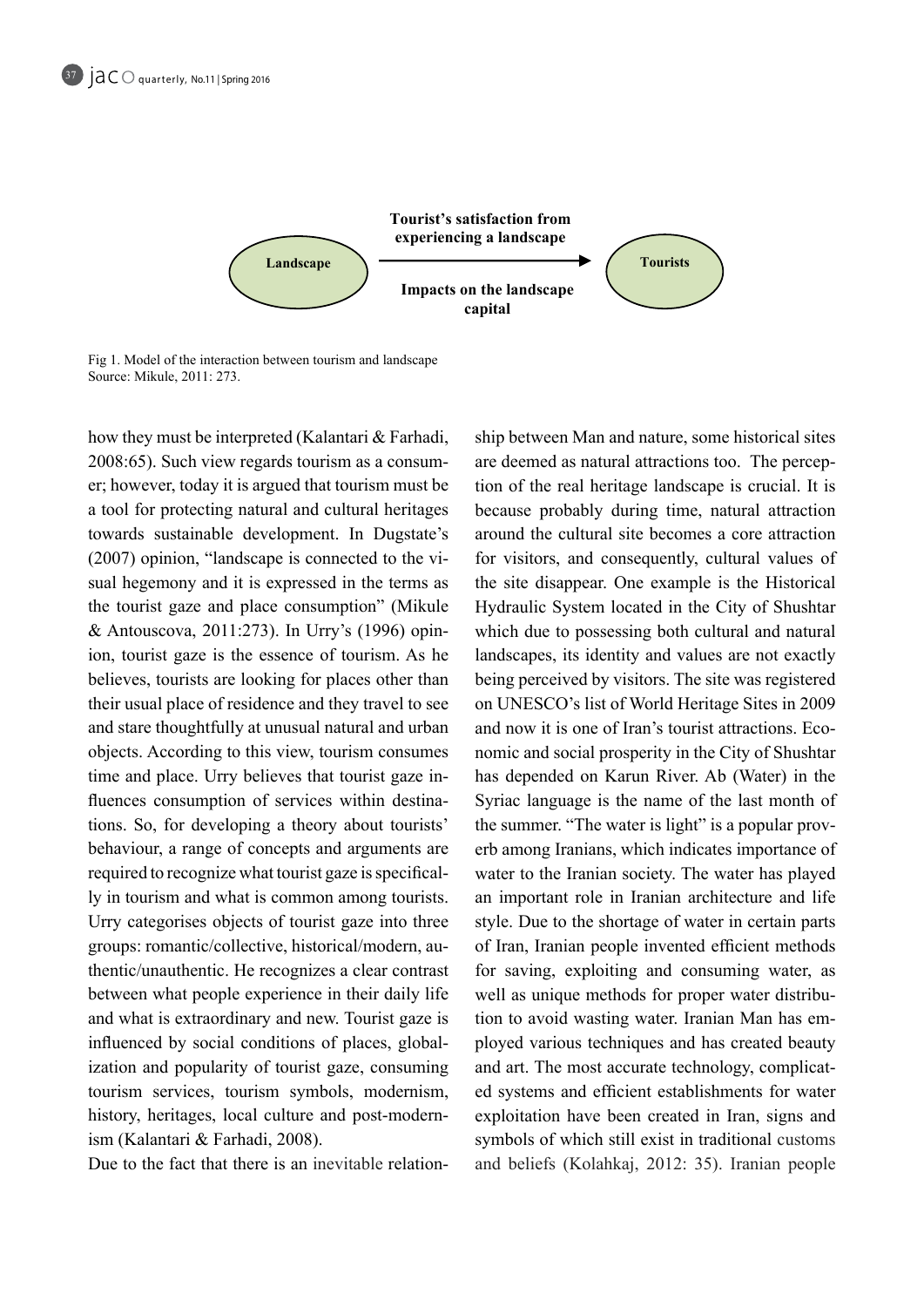Landscape → Tourists

Tourist's satisfaction from experiencing a landscape

Impacts on the landscape capital

Fig 1. Model of the interaction between tourism and landscape
Source: Mikule, 2011: 273.

how they must be interpreted (Kalantari & Farhadi, 2008:65). Such view regards tourism as a consumer; however, today it is argued that tourism must be a tool for protecting natural and cultural heritages towards sustainable development. In Dugstate's (2007) opinion, "landscape is connected to the visual hegemony and it is expressed in the terms as the tourist gaze and place consumption" (Mikule & Antouscova, 2011:273). In Urry's (1996) opinion, tourist gaze is the essence of tourism. As he believes, tourists are looking for places other than their usual place of residence and they travel to see and stare thoughtfully at unusual natural and urban objects. According to this view, tourism consumes time and place. Urry believes that tourist gaze influences consumption of services within destinations. So, for developing a theory about tourists' behaviour, a range of concepts and arguments are required to recognize what tourist gaze is specifically in tourism and what is common among tourists. Urry categorises objects of tourist gaze into three groups: romantic/collective, historical/modern, authentic/unauthentic. He recognizes a clear contrast between what people experience in their daily life and what is extraordinary and new. Tourist gaze is influenced by social conditions of places, globalization and popularity of tourist gaze, consuming tourism services, tourism symbols, modernism, history, heritages, local culture and post-modernism (Kalantari & Farhadi, 2008).

Due to the fact that there is an inevitable relationship between Man and nature, some historical sites are deemed as natural attractions too. The perception of the real heritage landscape is crucial. It is because probably during time, natural attraction around the cultural site becomes a core attraction for visitors, and consequently, cultural values of the site disappear. One example is the Historical Hydraulic System located in the City of Shushtar which due to possessing both cultural and natural landscapes, its identity and values are not exactly being perceived by visitors. The site was registered on UNESCO's list of World Heritage Sites in 2009 and now it is one of Iran's tourist attractions. Economic and social prosperity in the City of Shushtar has depended on Karun River. Ab (Water) in the Syriac language is the name of the last month of the summer. "The water is light" is a popular proverb among Iranians, which indicates importance of water to the Iranian society. The water has played an important role in Iranian architecture and life style. Due to the shortage of water in certain parts of Iran, Iranian people invented efficient methods for saving, exploiting and consuming water, as well as unique methods for proper water distribution to avoid wasting water. Iranian Man has employed various techniques and has created beauty and art. The most accurate technology, complicated systems and efficient establishments for water exploitation have been created in Iran, signs and symbols of which still exist in traditional customs and beliefs (Kolahkaj, 2012: 35). Iranian people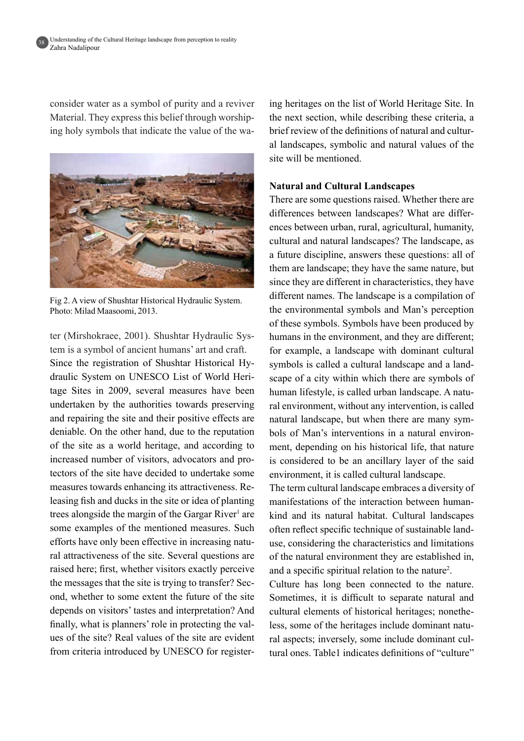consider water as a symbol of purity and a reviver Material. They express this belief through worshiping holy symbols that indicate the value of the water (Mirshokraee, 2001). Shushtar Hydraulic System is a symbol of ancient humans' art and craft.

Fig 2. A view of Shushtar Historical Hydraulic System. Photo: Milad Maasoomi, 2013.

Since the registration of Shushtar Historical Hydraulic System on UNESCO List of World Heritage Sites in 2009, several measures have been undertaken by the authorities towards preserving and repairing the site and their positive effects are deniable. On the other hand, due to the reputation of the site as a world heritage, and according to increased number of visitors, advocators and protectors of the site have decided to undertake some measures towards enhancing its attractiveness. Releasing fish and ducks in the site or idea of planting trees alongside the margin of the Gargar River[1] are some examples of the mentioned measures. Such efforts have only been effective in increasing natural attractiveness of the site. Several questions are raised here; first, whether visitors exactly perceive the messages that the site is trying to transfer? Second, whether to some extent the future of the site depends on visitors' tastes and interpretation? And finally, what is planners' role in protecting the values of the site? Real values of the site are evident from criteria introduced by UNESCO for registering heritages on the list of World Heritage Site. In the next section, while describing these criteria, a brief review of the definitions of natural and cultural landscapes, symbolic and natural values of the site will be mentioned.

**Natural and Cultural Landscapes**

There are some questions raised. Whether there are differences between landscapes? What are differences between urban, rural, agricultural, humanity, cultural and natural landscapes? The landscape, as a future discipline, answers these questions: all of them are landscape; they have the same nature, but since they are different in characteristics, they have different names. The landscape is a compilation of the environmental symbols and Man's perception of these symbols. Symbols have been produced by humans in the environment, and they are different; for example, a landscape with dominant cultural symbols is called a cultural landscape and a landscape of a city within which there are symbols of human lifestyle, is called urban landscape. A natural environment, without any intervention, is called natural landscape, but when there are many symbols of Man's interventions in a natural environment, depending on his historical life, that nature is considered to be an ancillary layer of the said environment, it is called cultural landscape.

The term cultural landscape embraces a diversity of manifestations of the interaction between humankind and its natural habitat. Cultural landscapes often reflect specific technique of sustainable land-use, considering the characteristics and limitations of the natural environment they are established in, and a specific spiritual relation to the nature[2].

Culture has long been connected to the nature. Sometimes, it is difficult to separate natural and cultural elements of historical heritages; nonetheless, some of the heritages include dominant natural aspects; inversely, some include dominant cultural ones. Table1 indicates definitions of "culture"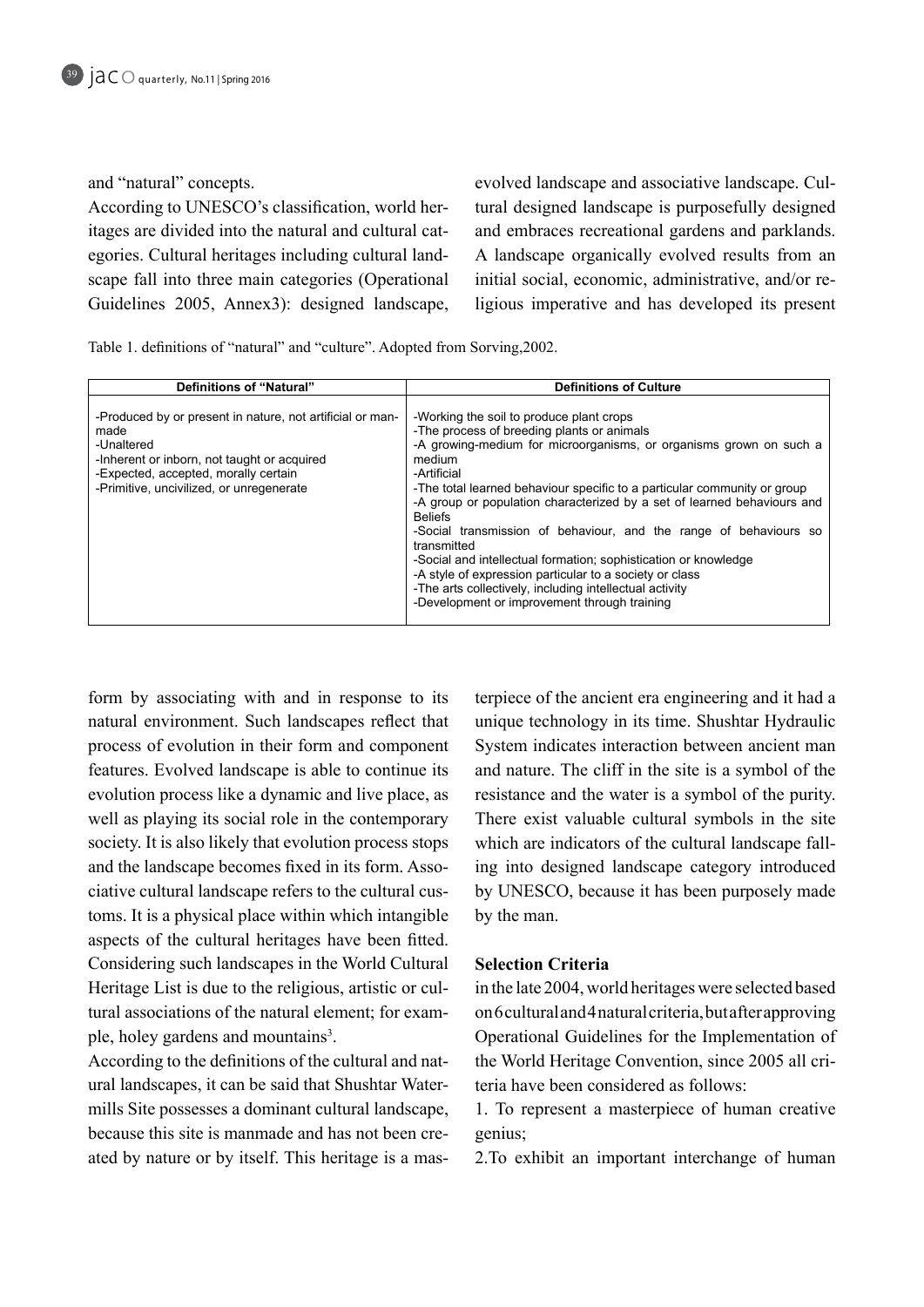and "natural" concepts.

According to UNESCO's classification, world heritages are divided into the natural and cultural categories. Cultural heritages including cultural landscape fall into three main categories (Operational Guidelines 2005, Annex3): designed landscape, evolved landscape and associative landscape. Cultural designed landscape is purposefully designed and embraces recreational gardens and parklands. A landscape organically evolved results from an initial social, economic, administrative, and/or religious imperative and has developed its present form by associating with and in response to its natural environment. Such landscapes reflect that process of evolution in their form and component features. Evolved landscape is able to continue its evolution process like a dynamic and live place, as well as playing its social role in the contemporary society. It is also likely that evolution process stops and the landscape becomes fixed in its form. Associative cultural landscape refers to the cultural customs. It is a physical place within which intangible aspects of the cultural heritages have been fitted. Considering such landscapes in the World Cultural Heritage List is due to the religious, artistic or cultural associations of the natural element; for example, holey gardens and mountains[3].

Table 1. definitions of "natural" and "culture". Adopted from Sorving,2002.

| Definitions of "Natural" | Definitions of Culture |
|---|---|
| -Produced by or present in nature, not artificial or man-made<br>-Unaltered<br>-Inherent or inborn, not taught or acquired<br>-Expected, accepted, morally certain<br>-Primitive, uncivilized, or unregenerate | -Working the soil to produce plant crops<br>-The process of breeding plants or animals<br>-A growing-medium for microorganisms, or organisms grown on such a medium<br>-Artificial<br>-The total learned behaviour specific to a particular community or group<br>-A group or population characterized by a set of learned behaviours and Beliefs<br>-Social transmission of behaviour, and the range of behaviours so transmitted<br>-Social and intellectual formation; sophistication or knowledge<br>-A style of expression particular to a society or class<br>-The arts collectively, including intellectual activity<br>-Development or improvement through training |

According to the definitions of the cultural and natural landscapes, it can be said that Shushtar Watermills Site possesses a dominant cultural landscape, because this site is manmade and has not been created by nature or by itself. This heritage is a masterpiece of the ancient era engineering and it had a unique technology in its time. Shushtar Hydraulic System indicates interaction between ancient man and nature. The cliff in the site is a symbol of the resistance and the water is a symbol of the purity. There exist valuable cultural symbols in the site which are indicators of the cultural landscape falling into designed landscape category introduced by UNESCO, because it has been purposely made by the man.

**Selection Criteria**

in the late 2004, world heritages were selected based on 6 cultural and 4 natural criteria, but after approving Operational Guidelines for the Implementation of the World Heritage Convention, since 2005 all criteria have been considered as follows:

1. To represent a masterpiece of human creative genius;

2.To exhibit an important interchange of human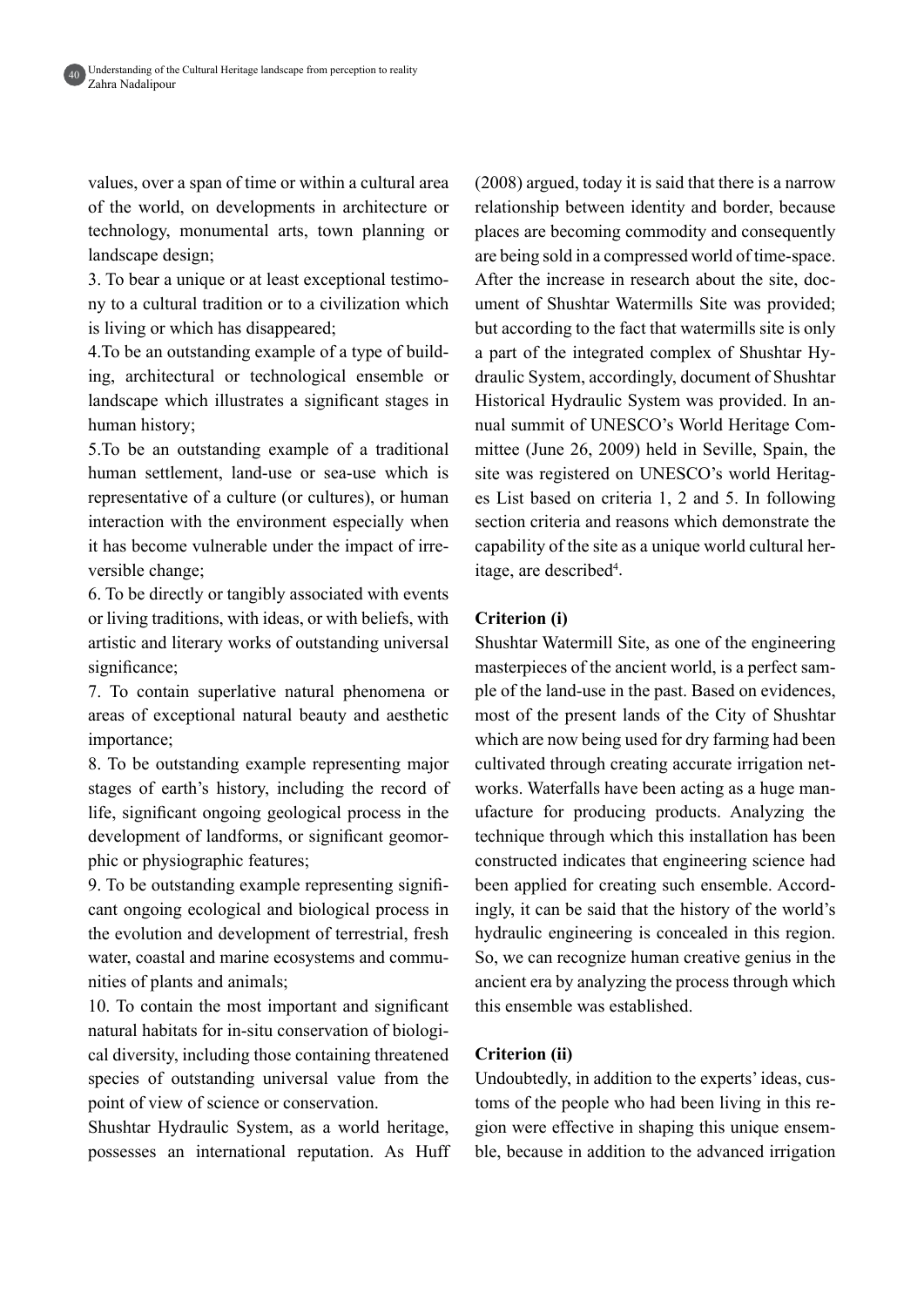values, over a span of time or within a cultural area of the world, on developments in architecture or technology, monumental arts, town planning or landscape design;

3. To bear a unique or at least exceptional testimony to a cultural tradition or to a civilization which is living or which has disappeared;

4.To be an outstanding example of a type of building, architectural or technological ensemble or landscape which illustrates a significant stages in human history;

5.To be an outstanding example of a traditional human settlement, land-use or sea-use which is representative of a culture (or cultures), or human interaction with the environment especially when it has become vulnerable under the impact of irreversible change;

6. To be directly or tangibly associated with events or living traditions, with ideas, or with beliefs, with artistic and literary works of outstanding universal significance;

7. To contain superlative natural phenomena or areas of exceptional natural beauty and aesthetic importance;

8. To be outstanding example representing major stages of earth's history, including the record of life, significant ongoing geological process in the development of landforms, or significant geomorphic or physiographic features;

9. To be outstanding example representing significant ongoing ecological and biological process in the evolution and development of terrestrial, fresh water, coastal and marine ecosystems and communities of plants and animals;

10. To contain the most important and significant natural habitats for in-situ conservation of biological diversity, including those containing threatened species of outstanding universal value from the point of view of science or conservation.

Shushtar Hydraulic System, as a world heritage, possesses an international reputation. As Huff (2008) argued, today it is said that there is a narrow relationship between identity and border, because places are becoming commodity and consequently are being sold in a compressed world of time-space. After the increase in research about the site, document of Shushtar Watermills Site was provided; but according to the fact that watermills site is only a part of the integrated complex of Shushtar Hydraulic System, accordingly, document of Shushtar Historical Hydraulic System was provided. In annual summit of UNESCO's World Heritage Committee (June 26, 2009) held in Seville, Spain, the site was registered on UNESCO's world Heritages List based on criteria 1, 2 and 5. In following section criteria and reasons which demonstrate the capability of the site as a unique world cultural heritage, are described[4].

**Criterion (i)**

Shushtar Watermill Site, as one of the engineering masterpieces of the ancient world, is a perfect sample of the land-use in the past. Based on evidences, most of the present lands of the City of Shushtar which are now being used for dry farming had been cultivated through creating accurate irrigation networks. Waterfalls have been acting as a huge manufacture for producing products. Analyzing the technique through which this installation has been constructed indicates that engineering science had been applied for creating such ensemble. Accordingly, it can be said that the history of the world's hydraulic engineering is concealed in this region. So, we can recognize human creative genius in the ancient era by analyzing the process through which this ensemble was established.

**Criterion (ii)**

Undoubtedly, in addition to the experts' ideas, customs of the people who had been living in this region were effective in shaping this unique ensemble, because in addition to the advanced irrigation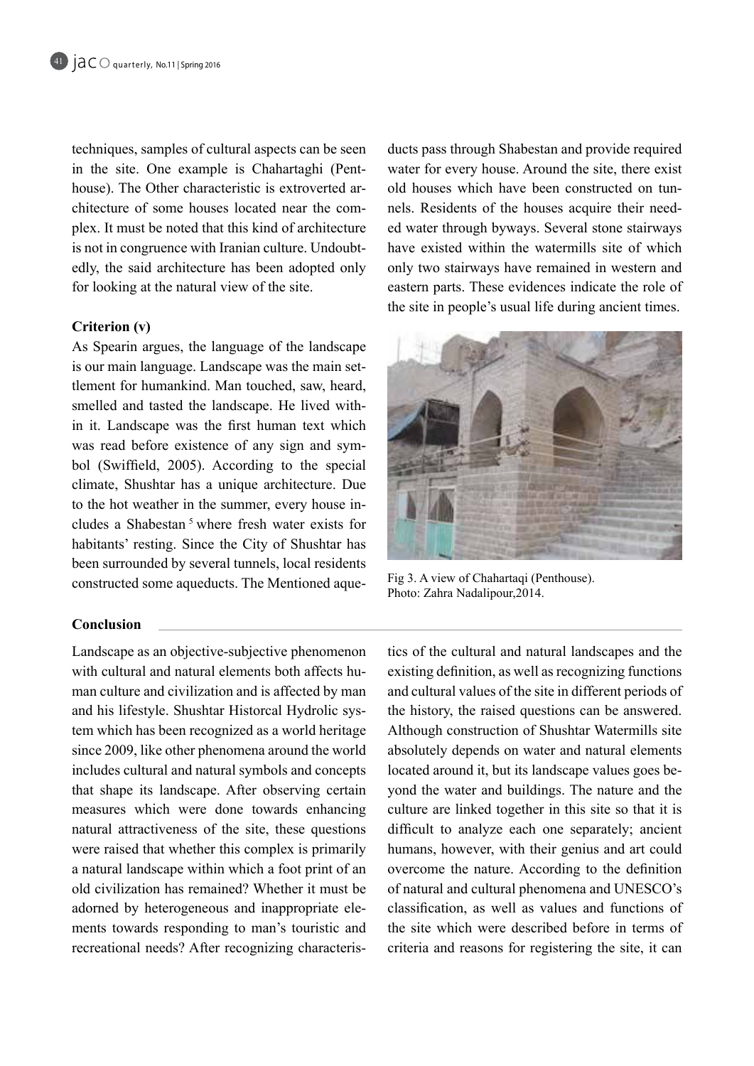techniques, samples of cultural aspects can be seen in the site. One example is Chahartaghi (Penthouse). The Other characteristic is extroverted architecture of some houses located near the complex. It must be noted that this kind of architecture is not in congruence with Iranian culture. Undoubtedly, the said architecture has been adopted only for looking at the natural view of the site.

**Criterion (v)**

As Spearin argues, the language of the landscape is our main language. Landscape was the main settlement for humankind. Man touched, saw, heard, smelled and tasted the landscape. He lived within it. Landscape was the first human text which was read before existence of any sign and symbol (Swiffield, 2005). According to the special climate, Shushtar has a unique architecture. Due to the hot weather in the summer, every house includes a Shabestan [5] where fresh water exists for habitants' resting. Since the City of Shushtar has been surrounded by several tunnels, local residents constructed some aqueducts. The Mentioned aqueducts pass through Shabestan and provide required water for every house. Around the site, there exist old houses which have been constructed on tunnels. Residents of the houses acquire their needed water through byways. Several stone stairways have existed within the watermills site of which only two stairways have remained in western and eastern parts. These evidences indicate the role of the site in people's usual life during ancient times.

Fig 3. A view of Chahartaqi (Penthouse). Photo: Zahra Nadalipour,2014.

**Conclusion**

Landscape as an objective-subjective phenomenon with cultural and natural elements both affects human culture and civilization and is affected by man and his lifestyle. Shushtar Historcal Hydrolic system which has been recognized as a world heritage since 2009, like other phenomena around the world includes cultural and natural symbols and concepts that shape its landscape. After observing certain measures which were done towards enhancing natural attractiveness of the site, these questions were raised that whether this complex is primarily a natural landscape within which a foot print of an old civilization has remained? Whether it must be adorned by heterogeneous and inappropriate elements towards responding to man's touristic and recreational needs? After recognizing characteristics of the cultural and natural landscapes and the existing definition, as well as recognizing functions and cultural values of the site in different periods of the history, the raised questions can be answered. Although construction of Shushtar Watermills site absolutely depends on water and natural elements located around it, but its landscape values goes beyond the water and buildings. The nature and the culture are linked together in this site so that it is difficult to analyze each one separately; ancient humans, however, with their genius and art could overcome the nature. According to the definition of natural and cultural phenomena and UNESCO's classification, as well as values and functions of the site which were described before in terms of criteria and reasons for registering the site, it can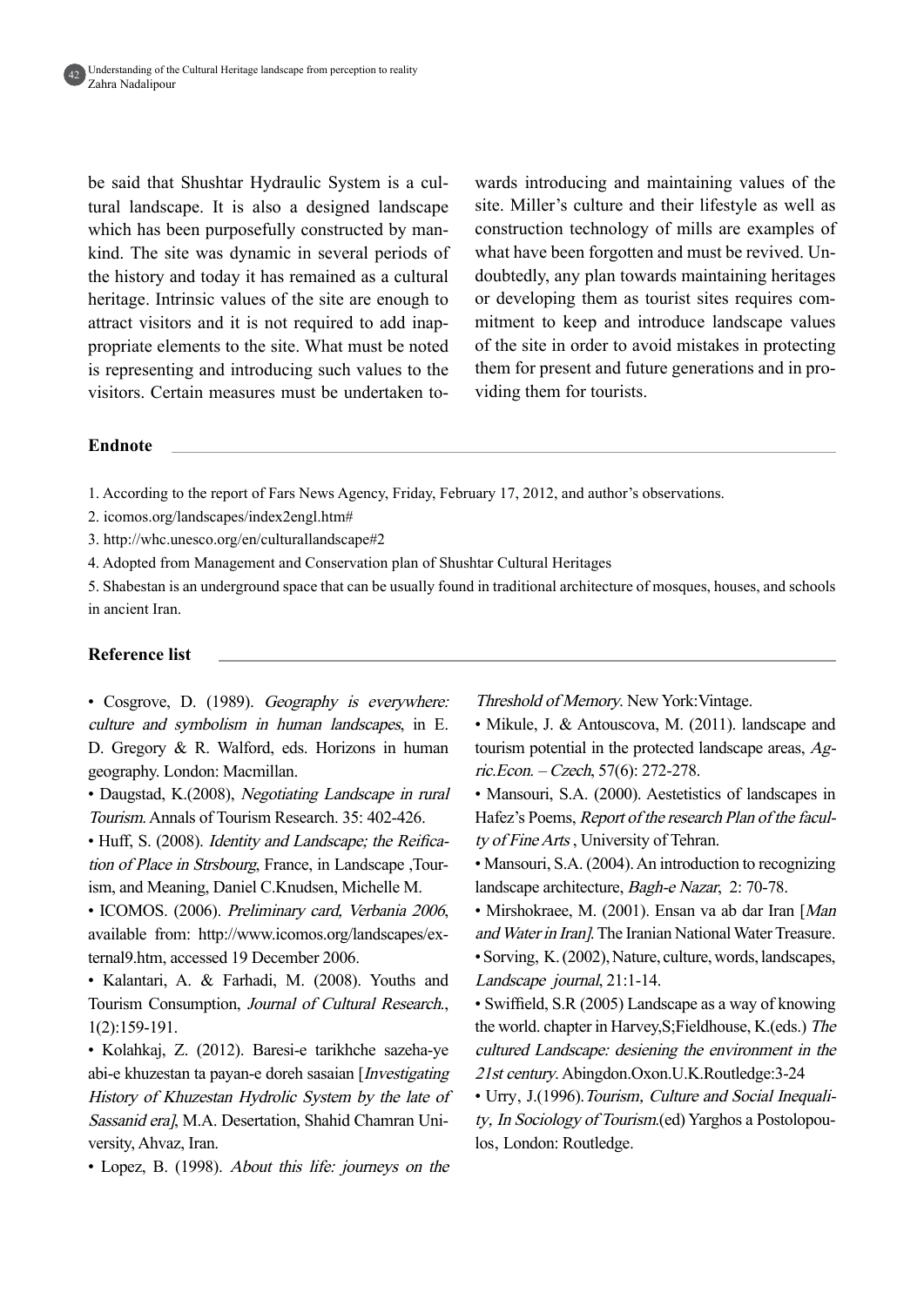be said that Shushtar Hydraulic System is a cultural landscape. It is also a designed landscape which has been purposefully constructed by mankind. The site was dynamic in several periods of the history and today it has remained as a cultural heritage. Intrinsic values of the site are enough to attract visitors and it is not required to add inappropriate elements to the site. What must be noted is representing and introducing such values to the visitors. Certain measures must be undertaken towards introducing and maintaining values of the site. Miller's culture and their lifestyle as well as construction technology of mills are examples of what have been forgotten and must be revived. Undoubtedly, any plan towards maintaining heritages or developing them as tourist sites requires commitment to keep and introduce landscape values of the site in order to avoid mistakes in protecting them for present and future generations and in providing them for tourists.

### Endnote

1. According to the report of Fars News Agency, Friday, February 17, 2012, and author's observations.
2. icomos.org/landscapes/index2engl.htm#
3. http://whc.unesco.org/en/culturallandscape#2
4. Adopted from Management and Conservation plan of Shushtar Cultural Heritages
5. Shabestan is an underground space that can be usually found in traditional architecture of mosques, houses, and schools in ancient Iran.

### Reference list

- Cosgrove, D. (1989). *Geography is everywhere: culture and symbolism in human landscapes*, in E. D. Gregory & R. Walford, eds. Horizons in human geography. London: Macmillan.
- Daugstad, K.(2008), *Negotiating Landscape in rural Tourism*. Annals of Tourism Research. 35: 402-426.
- Huff, S. (2008). *Identity and Landscape; the Reification of Place in Strsbourg*, France, in Landscape ,Tourism, and Meaning, Daniel C.Knudsen, Michelle M.
- ICOMOS. (2006). *Preliminary card, Verbania 2006*, available from: http://www.icomos.org/landscapes/external9.htm, accessed 19 December 2006.
- Kalantari, A. & Farhadi, M. (2008). Youths and Tourism Consumption, *Journal of Cultural Research.*, 1(2):159-191.
- Kolahkaj, Z. (2012). Baresi-e tarikhche sazeha-ye abi-e khuzestan ta payan-e doreh sasaian [*Investigating History of Khuzestan Hydrolic System by the late of Sassanid era]*, M.A. Desertation, Shahid Chamran University, Ahvaz, Iran.
- Lopez, B. (1998). *About this life: journeys on the Threshold of Memory*. New York:Vintage.
- Mikule, J. & Antouscova, M. (2011). landscape and tourism potential in the protected landscape areas, *Agric.Econ. – Czech*, 57(6): 272-278.
- Mansouri, S.A. (2000). Aestetistics of landscapes in Hafez's Poems, *Report of the research Plan of the faculty of Fine Arts* , University of Tehran.
- Mansouri, S.A. (2004). An introduction to recognizing landscape architecture, *Bagh-e Nazar*, 2: 70-78.
- Mirshokraee, M. (2001). Ensan va ab dar Iran [*Man and Water in Iran]*. The Iranian National Water Treasure.
- Sorving, K. (2002), Nature, culture, words, landscapes, *Landscape journal*, 21:1-14.
- Swiffield, S.R (2005) Landscape as a way of knowing the world. chapter in Harvey,S;Fieldhouse, K.(eds.) *The cultured Landscape: desiening the environment in the 21st century*. Abingdon.Oxon.U.K.Routledge:3-24
- Urry, J.(1996).*Tourism, Culture and Social Inequality, In Sociology of Tourism*.(ed) Yarghos a Postolopoulos, London: Routledge.